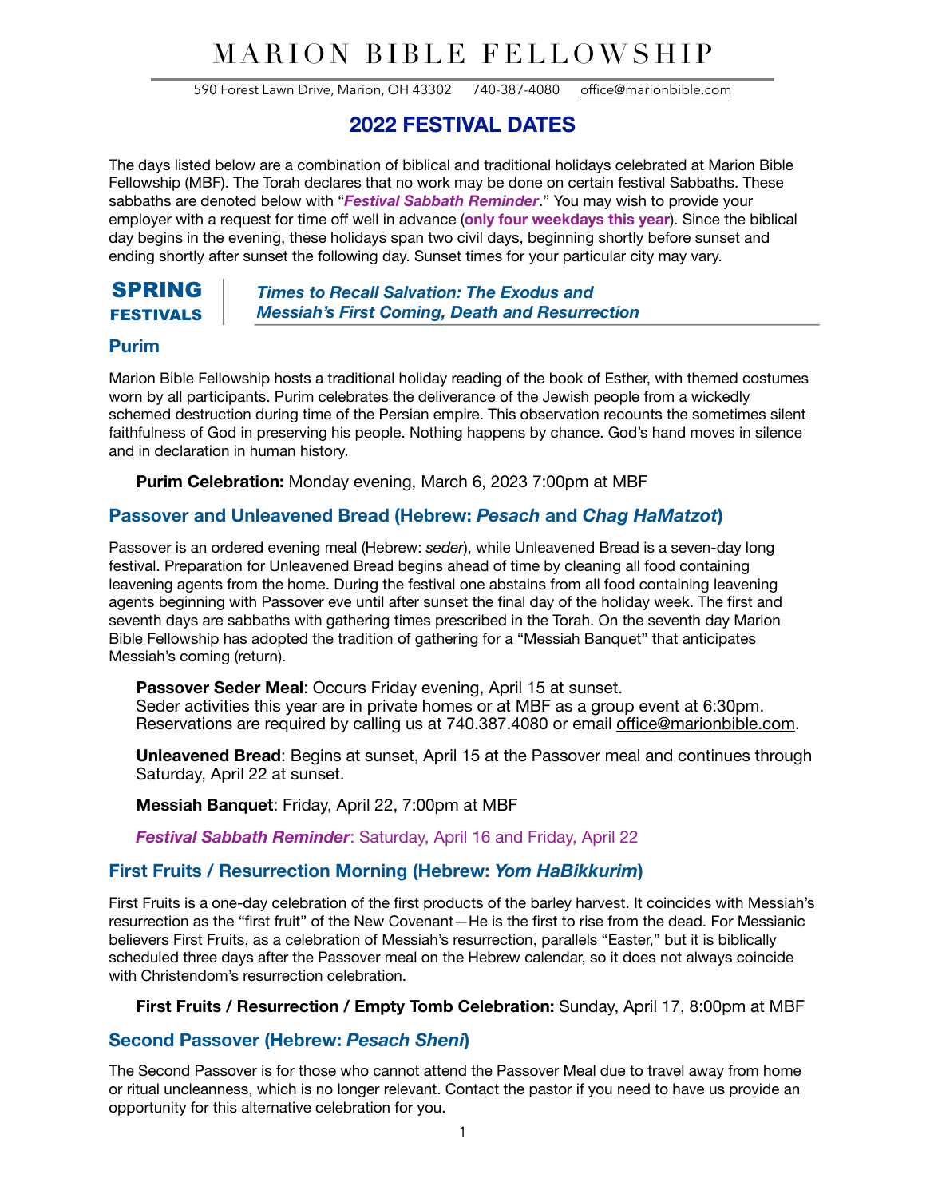# MARION BIBLE FELLOWSHIP

590 Forest Lawn Drive, Marion, OH 43302     740-387-4080     office@marionbible.com

## 2022 FESTIVAL DATES

The days listed below are a combination of biblical and traditional holidays celebrated at Marion Bible Fellowship (MBF). The Torah declares that no work may be done on certain festival Sabbaths. These sabbaths are denoted below with "***Festival Sabbath Reminder***." You may wish to provide your employer with a request for time off well in advance (**only four weekdays this year**). Since the biblical day begins in the evening, these holidays span two civil days, beginning shortly before sunset and ending shortly after sunset the following day. Sunset times for your particular city may vary.

## SPRING FESTIVALS

***Times to Recall Salvation: The Exodus and Messiah's First Coming, Death and Resurrection***

### Purim

Marion Bible Fellowship hosts a traditional holiday reading of the book of Esther, with themed costumes worn by all participants. Purim celebrates the deliverance of the Jewish people from a wickedly schemed destruction during time of the Persian empire. This observation recounts the sometimes silent faithfulness of God in preserving his people. Nothing happens by chance. God's hand moves in silence and in declaration in human history.

**Purim Celebration:** Monday evening, March 6, 2023 7:00pm at MBF

### Passover and Unleavened Bread (Hebrew: *Pesach* and *Chag HaMatzot*)

Passover is an ordered evening meal (Hebrew: *seder*), while Unleavened Bread is a seven-day long festival. Preparation for Unleavened Bread begins ahead of time by cleaning all food containing leavening agents from the home. During the festival one abstains from all food containing leavening agents beginning with Passover eve until after sunset the final day of the holiday week. The first and seventh days are sabbaths with gathering times prescribed in the Torah. On the seventh day Marion Bible Fellowship has adopted the tradition of gathering for a "Messiah Banquet" that anticipates Messiah's coming (return).

**Passover Seder Meal**: Occurs Friday evening, April 15 at sunset.
Seder activities this year are in private homes or at MBF as a group event at 6:30pm.
Reservations are required by calling us at 740.387.4080 or email office@marionbible.com.

**Unleavened Bread**: Begins at sunset, April 15 at the Passover meal and continues through Saturday, April 22 at sunset.

**Messiah Banquet**: Friday, April 22, 7:00pm at MBF

***Festival Sabbath Reminder***: Saturday, April 16 and Friday, April 22

### First Fruits / Resurrection Morning (Hebrew: *Yom HaBikkurim*)

First Fruits is a one-day celebration of the first products of the barley harvest. It coincides with Messiah's resurrection as the "first fruit" of the New Covenant—He is the first to rise from the dead. For Messianic believers First Fruits, as a celebration of Messiah's resurrection, parallels "Easter," but it is biblically scheduled three days after the Passover meal on the Hebrew calendar, so it does not always coincide with Christendom's resurrection celebration.

**First Fruits / Resurrection / Empty Tomb Celebration:** Sunday, April 17, 8:00pm at MBF

### Second Passover (Hebrew: *Pesach Sheni*)

The Second Passover is for those who cannot attend the Passover Meal due to travel away from home or ritual uncleanness, which is no longer relevant. Contact the pastor if you need to have us provide an opportunity for this alternative celebration for you.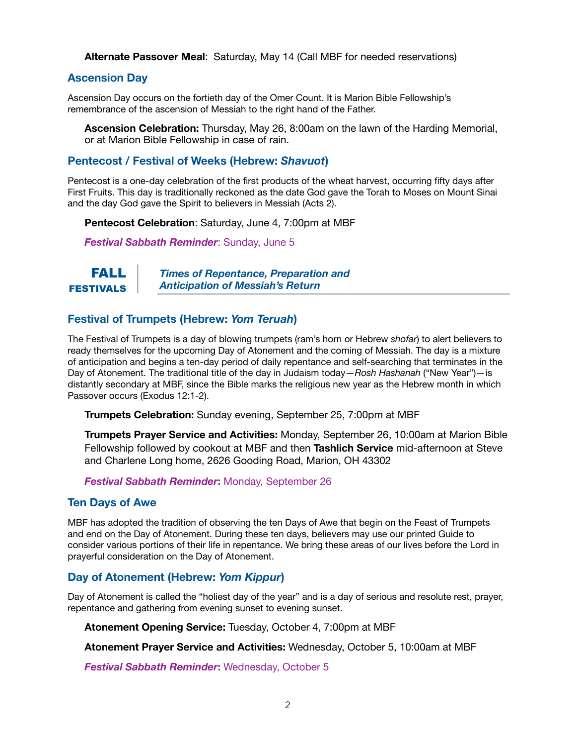**Alternate Passover Meal**: Saturday, May 14 (Call MBF for needed reservations)

## Ascension Day

Ascension Day occurs on the fortieth day of the Omer Count. It is Marion Bible Fellowship's remembrance of the ascension of Messiah to the right hand of the Father.

**Ascension Celebration:** Thursday, May 26, 8:00am on the lawn of the Harding Memorial, or at Marion Bible Fellowship in case of rain.

## Pentecost / Festival of Weeks (Hebrew: *Shavuot*)

Pentecost is a one-day celebration of the first products of the wheat harvest, occurring fifty days after First Fruits. This day is traditionally reckoned as the date God gave the Torah to Moses on Mount Sinai and the day God gave the Spirit to believers in Messiah (Acts 2).

**Pentecost Celebration**: Saturday, June 4, 7:00pm at MBF

***Festival Sabbath Reminder***: Sunday, June 5

# FALL FESTIVALS

***Times of Repentance, Preparation and Anticipation of Messiah's Return***

## Festival of Trumpets (Hebrew: *Yom Teruah*)

The Festival of Trumpets is a day of blowing trumpets (ram's horn or Hebrew *shofar*) to alert believers to ready themselves for the upcoming Day of Atonement and the coming of Messiah. The day is a mixture of anticipation and begins a ten-day period of daily repentance and self-searching that terminates in the Day of Atonement. The traditional title of the day in Judaism today—*Rosh Hashanah* ("New Year")—is distantly secondary at MBF, since the Bible marks the religious new year as the Hebrew month in which Passover occurs (Exodus 12:1-2).

**Trumpets Celebration:** Sunday evening, September 25, 7:00pm at MBF

**Trumpets Prayer Service and Activities:** Monday, September 26, 10:00am at Marion Bible Fellowship followed by cookout at MBF and then **Tashlich Service** mid-afternoon at Steve and Charlene Long home, 2626 Gooding Road, Marion, OH 43302

***Festival Sabbath Reminder*:** Monday, September 26

## Ten Days of Awe

MBF has adopted the tradition of observing the ten Days of Awe that begin on the Feast of Trumpets and end on the Day of Atonement. During these ten days, believers may use our printed Guide to consider various portions of their life in repentance. We bring these areas of our lives before the Lord in prayerful consideration on the Day of Atonement.

## Day of Atonement (Hebrew: *Yom Kippur*)

Day of Atonement is called the "holiest day of the year" and is a day of serious and resolute rest, prayer, repentance and gathering from evening sunset to evening sunset.

**Atonement Opening Service:** Tuesday, October 4, 7:00pm at MBF

**Atonement Prayer Service and Activities:** Wednesday, October 5, 10:00am at MBF

***Festival Sabbath Reminder*:** Wednesday, October 5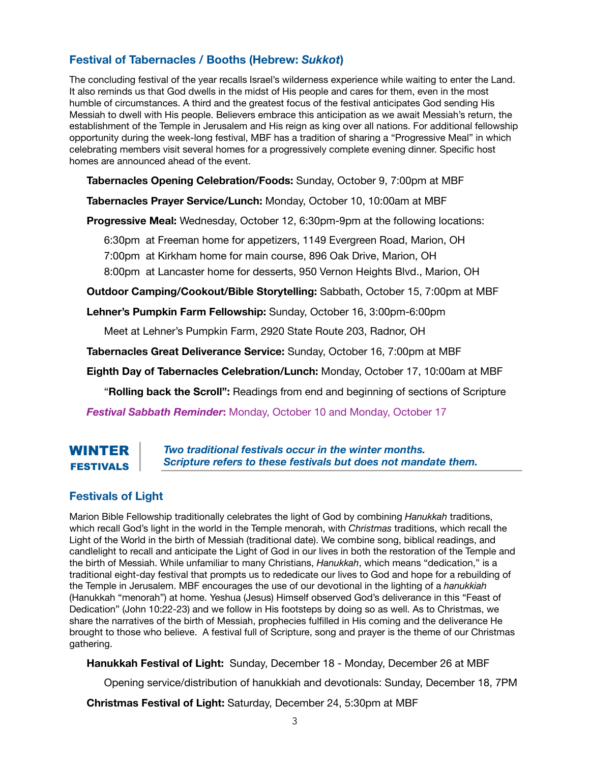## Festival of Tabernacles / Booths (Hebrew: *Sukkot*)

The concluding festival of the year recalls Israel's wilderness experience while waiting to enter the Land. It also reminds us that God dwells in the midst of His people and cares for them, even in the most humble of circumstances. A third and the greatest focus of the festival anticipates God sending His Messiah to dwell with His people. Believers embrace this anticipation as we await Messiah's return, the establishment of the Temple in Jerusalem and His reign as king over all nations. For additional fellowship opportunity during the week-long festival, MBF has a tradition of sharing a "Progressive Meal" in which celebrating members visit several homes for a progressively complete evening dinner. Specific host homes are announced ahead of the event.

**Tabernacles Opening Celebration/Foods:** Sunday, October 9, 7:00pm at MBF

**Tabernacles Prayer Service/Lunch:** Monday, October 10, 10:00am at MBF

**Progressive Meal:** Wednesday, October 12, 6:30pm-9pm at the following locations:

6:30pm at Freeman home for appetizers, 1149 Evergreen Road, Marion, OH

7:00pm at Kirkham home for main course, 896 Oak Drive, Marion, OH

8:00pm at Lancaster home for desserts, 950 Vernon Heights Blvd., Marion, OH

**Outdoor Camping/Cookout/Bible Storytelling:** Sabbath, October 15, 7:00pm at MBF

**Lehner's Pumpkin Farm Fellowship:** Sunday, October 16, 3:00pm-6:00pm

Meet at Lehner's Pumpkin Farm, 2920 State Route 203, Radnor, OH

**Tabernacles Great Deliverance Service:** Sunday, October 16, 7:00pm at MBF

**Eighth Day of Tabernacles Celebration/Lunch:** Monday, October 17, 10:00am at MBF

"**Rolling back the Scroll":** Readings from end and beginning of sections of Scripture

***Festival Sabbath Reminder*:** Monday, October 10 and Monday, October 17

# WINTER FESTIVALS

***Two traditional festivals occur in the winter months. Scripture refers to these festivals but does not mandate them.***

## Festivals of Light

Marion Bible Fellowship traditionally celebrates the light of God by combining *Hanukkah* traditions, which recall God's light in the world in the Temple menorah, with *Christmas* traditions, which recall the Light of the World in the birth of Messiah (traditional date). We combine song, biblical readings, and candlelight to recall and anticipate the Light of God in our lives in both the restoration of the Temple and the birth of Messiah. While unfamiliar to many Christians, *Hanukkah*, which means "dedication," is a traditional eight-day festival that prompts us to rededicate our lives to God and hope for a rebuilding of the Temple in Jerusalem. MBF encourages the use of our devotional in the lighting of a *hanukkiah* (Hanukkah "menorah") at home. Yeshua (Jesus) Himself observed God's deliverance in this "Feast of Dedication" (John 10:22-23) and we follow in His footsteps by doing so as well. As to Christmas, we share the narratives of the birth of Messiah, prophecies fulfilled in His coming and the deliverance He brought to those who believe. A festival full of Scripture, song and prayer is the theme of our Christmas gathering.

**Hanukkah Festival of Light:** Sunday, December 18 - Monday, December 26 at MBF

Opening service/distribution of hanukkiah and devotionals: Sunday, December 18, 7PM

**Christmas Festival of Light:** Saturday, December 24, 5:30pm at MBF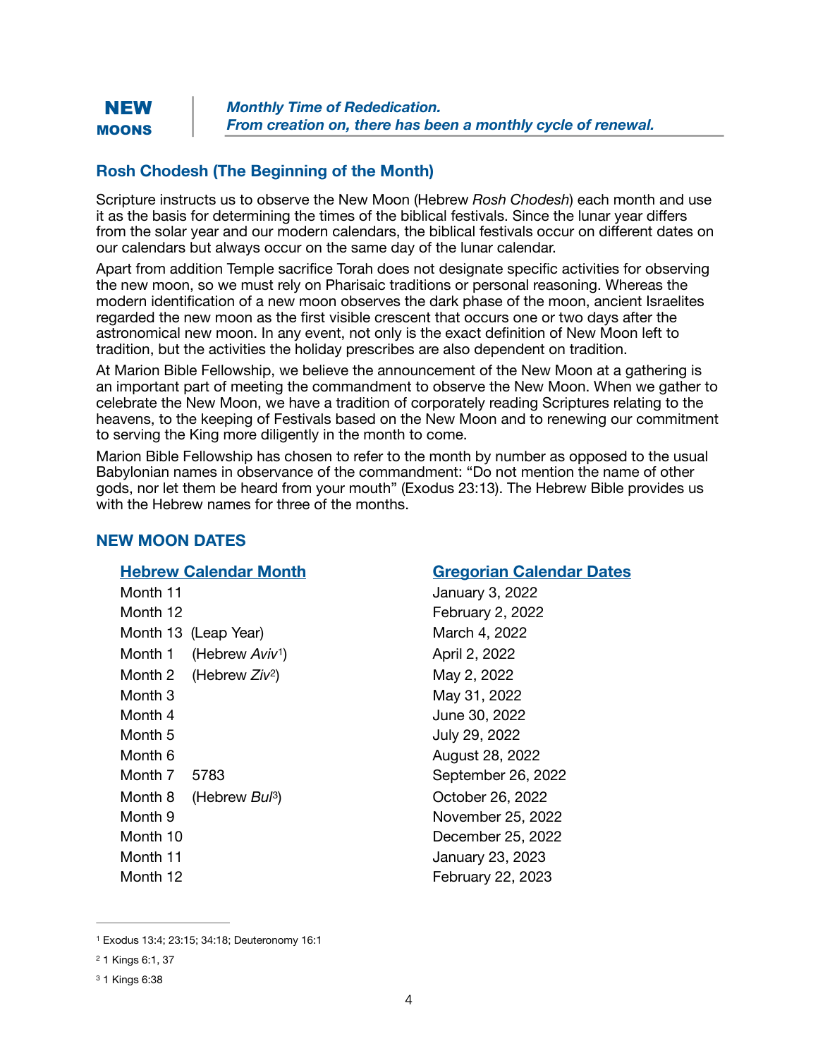**NEW MOONS** | ***Monthly Time of Rededication.***
***From creation on, there has been a monthly cycle of renewal.***

## Rosh Chodesh (The Beginning of the Month)

Scripture instructs us to observe the New Moon (Hebrew *Rosh Chodesh*) each month and use it as the basis for determining the times of the biblical festivals. Since the lunar year differs from the solar year and our modern calendars, the biblical festivals occur on different dates on our calendars but always occur on the same day of the lunar calendar.

Apart from addition Temple sacrifice Torah does not designate specific activities for observing the new moon, so we must rely on Pharisaic traditions or personal reasoning. Whereas the modern identification of a new moon observes the dark phase of the moon, ancient Israelites regarded the new moon as the first visible crescent that occurs one or two days after the astronomical new moon. In any event, not only is the exact definition of New Moon left to tradition, but the activities the holiday prescribes are also dependent on tradition.

At Marion Bible Fellowship, we believe the announcement of the New Moon at a gathering is an important part of meeting the commandment to observe the New Moon. When we gather to celebrate the New Moon, we have a tradition of corporately reading Scriptures relating to the heavens, to the keeping of Festivals based on the New Moon and to renewing our commitment to serving the King more diligently in the month to come.

Marion Bible Fellowship has chosen to refer to the month by number as opposed to the usual Babylonian names in observance of the commandment: "Do not mention the name of other gods, nor let them be heard from your mouth" (Exodus 23:13). The Hebrew Bible provides us with the Hebrew names for three of the months.

## NEW MOON DATES

| Hebrew Calendar Month | Gregorian Calendar Dates |
|---|---|
| Month 11 | January 3, 2022 |
| Month 12 | February 2, 2022 |
| Month 13 (Leap Year) | March 4, 2022 |
| Month 1 (Hebrew *Aviv*[1]) | April 2, 2022 |
| Month 2 (Hebrew *Ziv*[2]) | May 2, 2022 |
| Month 3 | May 31, 2022 |
| Month 4 | June 30, 2022 |
| Month 5 | July 29, 2022 |
| Month 6 | August 28, 2022 |
| Month 7 5783 | September 26, 2022 |
| Month 8 (Hebrew *Bul*[3]) | October 26, 2022 |
| Month 9 | November 25, 2022 |
| Month 10 | December 25, 2022 |
| Month 11 | January 23, 2023 |
| Month 12 | February 22, 2023 |

---

[1] Exodus 13:4; 23:15; 34:18; Deuteronomy 16:1

[2] 1 Kings 6:1, 37

[3] 1 Kings 6:38